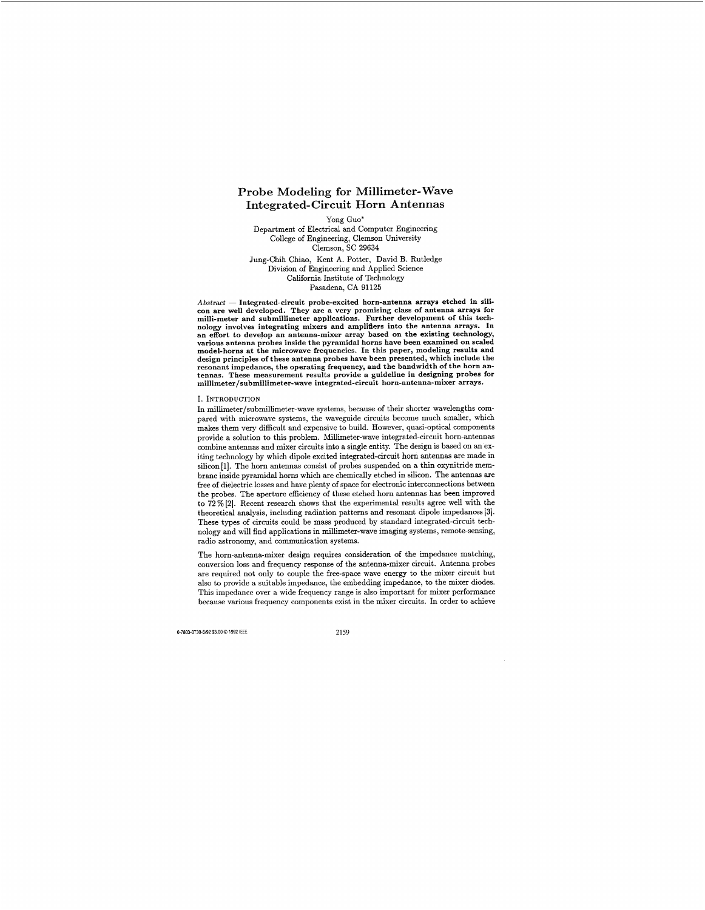# Probe Modeling for Millimeter-Wave Integrated-Circuit Horn Antennas

Yong Guo*
Department of Electrical and Computer Engineering
College of Engineering, Clemson University
Clemson, SC 29634

Jung-Chih Chiao, Kent A. Potter, David B. Rutledge
Division of Engineering and Applied Science
California Institute of Technology
Pasadena, CA 91125

*Abstract* — **Integrated-circuit probe-excited horn-antenna arrays etched in silicon are well developed. They are a very promising class of antenna arrays for milli-meter and submillimeter applications. Further development of this technology involves integrating mixers and amplifiers into the antenna arrays. In an effort to develop an antenna-mixer array based on the existing technology, various antenna probes inside the pyramidal horns have been examined on scaled model-horns at the microwave frequencies. In this paper, modeling results and design principles of these antenna probes have been presented, which include the resonant impedance, the operating frequency, and the bandwidth of the horn antennas. These measurement results provide a guideline in designing probes for millimeter/submillimeter-wave integrated-circuit horn-antenna-mixer arrays.**

## I. Introduction

In millimeter/submillimeter-wave systems, because of their shorter wavelengths compared with microwave systems, the waveguide circuits become much smaller, which makes them very difficult and expensive to build. However, quasi-optical components provide a solution to this problem. Millimeter-wave integrated-circuit horn-antennas combine antennas and mixer circuits into a single entity. The design is based on an exiting technology by which dipole excited integrated-circuit horn antennas are made in silicon [1]. The horn antennas consist of probes suspended on a thin oxynitride membrane inside pyramidal horns which are chemically etched in silicon. The antennas are free of dielectric losses and have plenty of space for electronic interconnections between the probes. The aperture efficiency of these etched horn antennas has been improved to 72 % [2]. Recent research shows that the experimental results agree well with the theoretical analysis, including radiation patterns and resonant dipole impedances [3]. These types of circuits could be mass produced by standard integrated-circuit technology and will find applications in millimeter-wave imaging systems, remote-sensing, radio astronomy, and communication systems.

The horn-antenna-mixer design requires consideration of the impedance matching, conversion loss and frequency response of the antenna-mixer circuit. Antenna probes are required not only to couple the free-space wave energy to the mixer circuit but also to provide a suitable impedance, the embedding impedance, to the mixer diodes. This impedance over a wide frequency range is also important for mixer performance because various frequency components exist in the mixer circuits. In order to achieve

0-7803-0730-5/92 $3.00 © 1992 IEEE.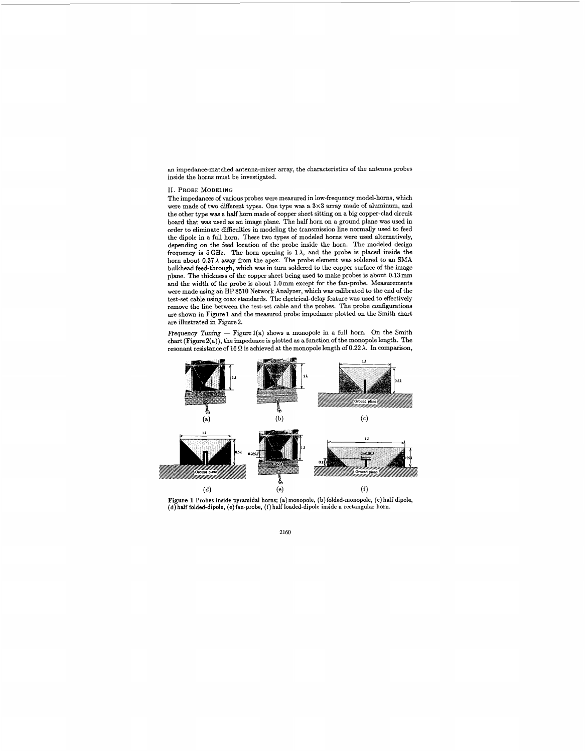an impedance-matched antenna-mixer array, the characteristics of the antenna probes inside the horns must be investigated.

## II. Probe Modeling

The impedances of various probes were measured in low-frequency model-horns, which were made of two different types. One type was a 3×3 array made of aluminum, and the other type was a half horn made of copper sheet sitting on a big copper-clad circuit board that was used as an image plane. The half horn on a ground plane was used in order to eliminate difficulties in modeling the transmission line normally used to feed the dipole in a full horn. These two types of modeled horns were used alternatively, depending on the feed location of the probe inside the horn. The modeled design frequency is 5 GHz. The horn opening is 1 $\lambda$, and the probe is placed inside the horn about 0.37 $\lambda$ away from the apex. The probe element was soldered to an SMA bulkhead feed-through, which was in turn soldered to the copper surface of the image plane. The thickness of the copper sheet being used to make probes is about 0.13 mm and the width of the probe is about 1.0 mm except for the fan-probe. Measurements were made using an HP 8510 Network Analyzer, which was calibrated to the end of the test-set cable using coax standards. The electrical-delay feature was used to effectively remove the line between the test-set cable and the probes. The probe configurations are shown in Figure 1 and the measured probe impedance plotted on the Smith chart are illustrated in Figure 2.

*Frequency Tuning* — Figure 1(a) shows a monopole in a full horn. On the Smith chart (Figure 2(a)), the impedance is plotted as a function of the monopole length. The resonant resistance of 16 Ω is achieved at the monopole length of 0.22 $\lambda$. In comparison,

**Figure 1** Probes inside pyramidal horns; (a) monopole, (b) folded-monopole, (c) half dipole, (d) half folded-dipole, (e) fan-probe, (f) half loaded-dipole inside a rectangular horn.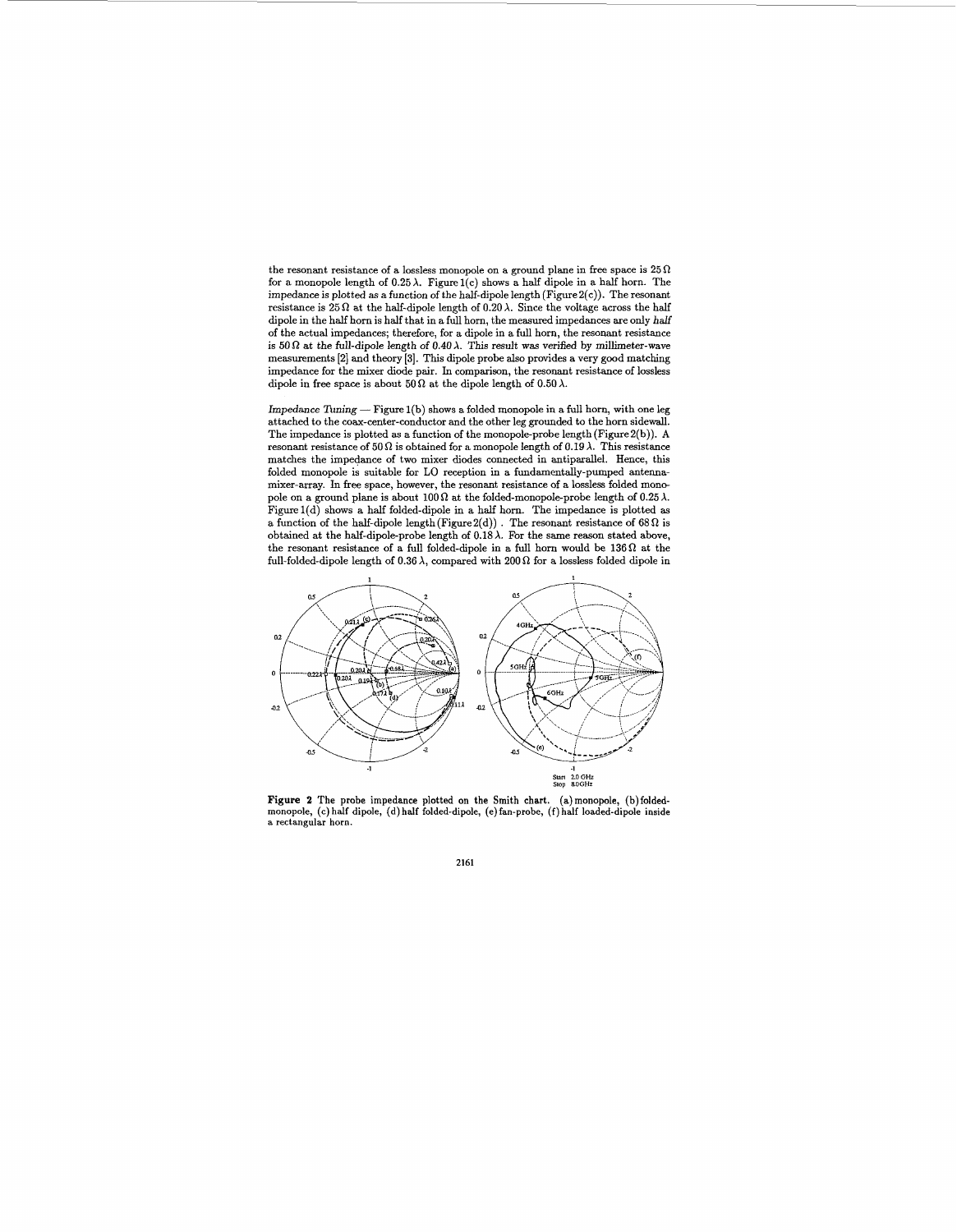the resonant resistance of a lossless monopole on a ground plane in free space is 25 Ω for a monopole length of 0.25 λ. Figure 1(c) shows a half dipole in a half horn. The impedance is plotted as a function of the half-dipole length (Figure 2(c)). The resonant resistance is 25 Ω at the half-dipole length of 0.20 λ. Since the voltage across the half dipole in the half horn is half that in a full horn, the measured impedances are only *half* of the actual impedances; therefore, for a dipole in a full horn, the resonant resistance is *50 Ω at the full-dipole length of 0.40 λ*. This result was verified by millimeter-wave measurements [2] and theory [3]. This dipole probe also provides a very good matching impedance for the mixer diode pair. In comparison, the resonant resistance of lossless dipole in free space is about 50 Ω at the dipole length of 0.50 λ.

*Impedance Tuning* — Figure 1(b) shows a folded monopole in a full horn, with one leg attached to the coax-center-conductor and the other leg grounded to the horn sidewall. The impedance is plotted as a function of the monopole-probe length (Figure 2(b)). A resonant resistance of 50 Ω is obtained for a monopole length of 0.19 λ. This resistance matches the impedance of two mixer diodes connected in antiparallel. Hence, this folded monopole is suitable for LO reception in a fundamentally-pumped antenna-mixer-array. In free space, however, the resonant resistance of a lossless folded monopole on a ground plane is about 100 Ω at the folded-monopole-probe length of 0.25 λ. Figure 1(d) shows a half folded-dipole in a half horn. The impedance is plotted as a function of the half-dipole length (Figure 2(d)). The resonant resistance of 68 Ω is obtained at the half-dipole-probe length of 0.18 λ. For the same reason stated above, the resonant resistance of a full folded-dipole in a full horn would be 136 Ω at the full-folded-dipole length of 0.36 λ, compared with 200 Ω for a lossless folded dipole in

**Figure 2** The probe impedance plotted on the Smith chart. (a) monopole, (b) folded-monopole, (c) half dipole, (d) half folded-dipole, (e) fan-probe, (f) half loaded-dipole inside a rectangular horn.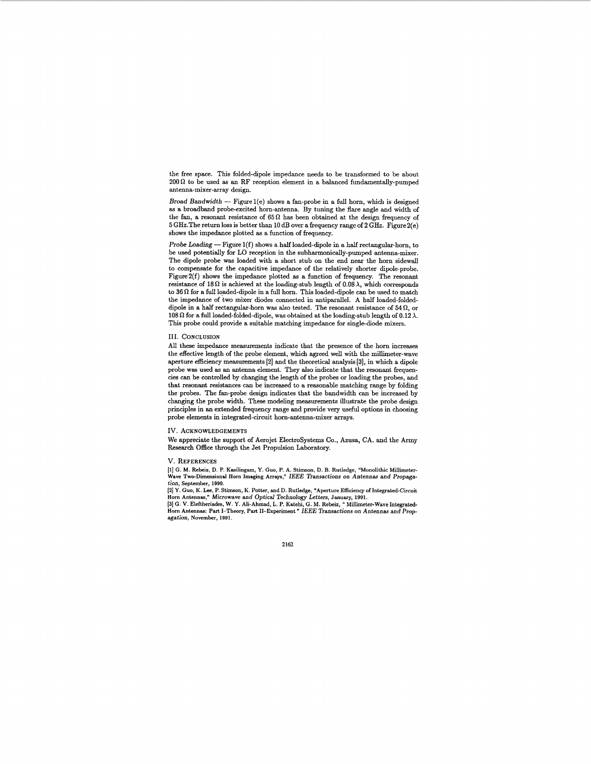the free space. This folded-dipole impedance needs to be transformed to be about 200 Ω to be used as an RF reception element in a balanced fundamentally-pumped antenna-mixer-array design.

*Broad Bandwidth* — Figure 1(e) shows a fan-probe in a full horn, which is designed as a broadband probe-excited horn-antenna. By tuning the flare angle and width of the fan, a resonant resistance of 65 Ω has been obtained at the design frequency of 5 GHz. The return loss is better than 10 dB over a frequency range of 2 GHz. Figure 2(e) shows the impedance plotted as a function of frequency.

*Probe Loading* — Figure 1(f) shows a half loaded-dipole in a half rectangular-horn, to be used potentially for LO reception in the subharmonically-pumped antenna-mixer. The dipole probe was loaded with a short stub on the end near the horn sidewall to compensate for the capacitive impedance of the relatively shorter dipole-probe. Figure 2(f) shows the impedance plotted as a function of frequency. The resonant resistance of 18 Ω is achieved at the loading-stub length of 0.08 $\lambda$, which corresponds to 36 Ω for a full loaded-dipole in a full horn. This loaded-dipole can be used to match the impedance of two mixer diodes connected in antiparallel. A half loaded-folded-dipole in a half rectangular-horn was also tested. The resonant resistance of 54 Ω, or 108 Ω for a full loaded-folded-dipole, was obtained at the loading-stub length of 0.12 $\lambda$. This probe could provide a suitable matching impedance for single-diode mixers.

## III. Conclusion

All these impedance measurements indicate that the presence of the horn increases the effective length of the probe element, which agreed well with the millimeter-wave aperture efficiency measurements [2] and the theoretical analysis [3], in which a dipole probe was used as an antenna element. They also indicate that the resonant frequencies can be controlled by changing the length of the probes or loading the probes, and that resonant resistances can be increased to a reasonable matching range by folding the probes. The fan-probe design indicates that the bandwidth can be increased by changing the probe width. These modeling measurements illustrate the probe design principles in an extended frequency range and provide very useful options in choosing probe elements in integrated-circuit horn-antenna-mixer arrays.

## IV. Acknowledgements

We appreciate the support of Aerojet ElectroSystems Co., Azusa, CA. and the Army Research Office through the Jet Propulsion Laboratory.

## V. References

[1] G. M. Rebeiz, D. P. Kasilingam, Y. Guo, P. A. Stimson, D. B. Rutledge, "Monolithic Millimeter-Wave Two-Dimensional Horn Imaging Arrays," *IEEE Transactions on Antennas and Propagation*, September, 1990.

[2] Y. Guo, K. Lee, P. Stimson, K. Potter, and D. Rutledge, "Aperture Efficiency of Integrated-Circuit Horn Antennas," *Microwave and Optical Technology Letters*, January, 1991.

[3] G. V. Eleftheriades, W. Y. Ali-Ahmad, L. P. Katehi, G. M. Rebeiz, " Millimeter-Wave Integrated-Horn Antennas: Part I–Theory, Part II–Experiment " *IEEE Transactions on Antennas and Propagation*, November, 1991.